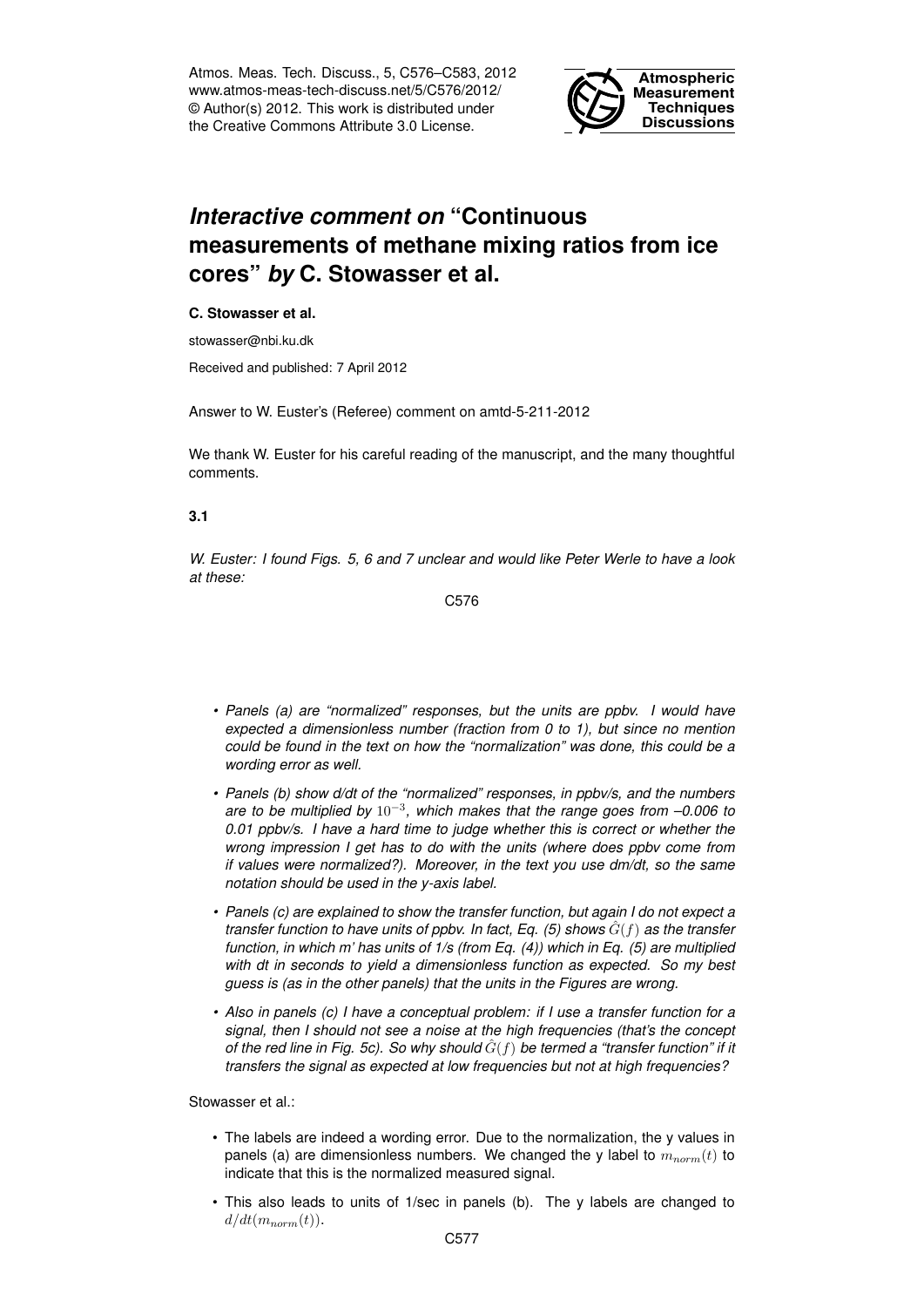Atmos. Meas. Tech. Discuss., 5, C576–C583, 2012
www.atmos-meas-tech-discuss.net/5/C576/2012/
© Author(s) 2012. This work is distributed under the Creative Commons Attribute 3.0 License.

# *Interactive comment on* "Continuous measurements of methane mixing ratios from ice cores" *by* C. Stowasser et al.

**C. Stowasser et al.**

stowasser@nbi.ku.dk

Received and published: 7 April 2012

Answer to W. Euster's (Referee) comment on amtd-5-211-2012

We thank W. Euster for his careful reading of the manuscript, and the many thoughtful comments.

**3.1**

*W. Euster: I found Figs. 5, 6 and 7 unclear and would like Peter Werle to have a look at these:*

- *Panels (a) are "normalized" responses, but the units are ppbv. I would have expected a dimensionless number (fraction from 0 to 1), but since no mention could be found in the text on how the "normalization" was done, this could be a wording error as well.*
- *Panels (b) show d/dt of the "normalized" responses, in ppbv/s, and the numbers are to be multiplied by $10^{-3}$, which makes that the range goes from –0.006 to 0.01 ppbv/s. I have a hard time to judge whether this is correct or whether the wrong impression I get has to do with the units (where does ppbv come from if values were normalized?). Moreover, in the text you use dm/dt, so the same notation should be used in the y-axis label.*
- *Panels (c) are explained to show the transfer function, but again I do not expect a transfer function to have units of ppbv. In fact, Eq. (5) shows $\hat{G}(f)$ as the transfer function, in which m' has units of 1/s (from Eq. (4)) which in Eq. (5) are multiplied with dt in seconds to yield a dimensionless function as expected. So my best guess is (as in the other panels) that the units in the Figures are wrong.*
- *Also in panels (c) I have a conceptual problem: if I use a transfer function for a signal, then I should not see a noise at the high frequencies (that's the concept of the red line in Fig. 5c). So why should $\hat{G}(f)$ be termed a "transfer function" if it transfers the signal as expected at low frequencies but not at high frequencies?*

Stowasser et al.:

- The labels are indeed a wording error. Due to the normalization, the y values in panels (a) are dimensionless numbers. We changed the y label to $m_{norm}(t)$ to indicate that this is the normalized measured signal.
- This also leads to units of 1/sec in panels (b). The y labels are changed to $d/dt(m_{norm}(t))$.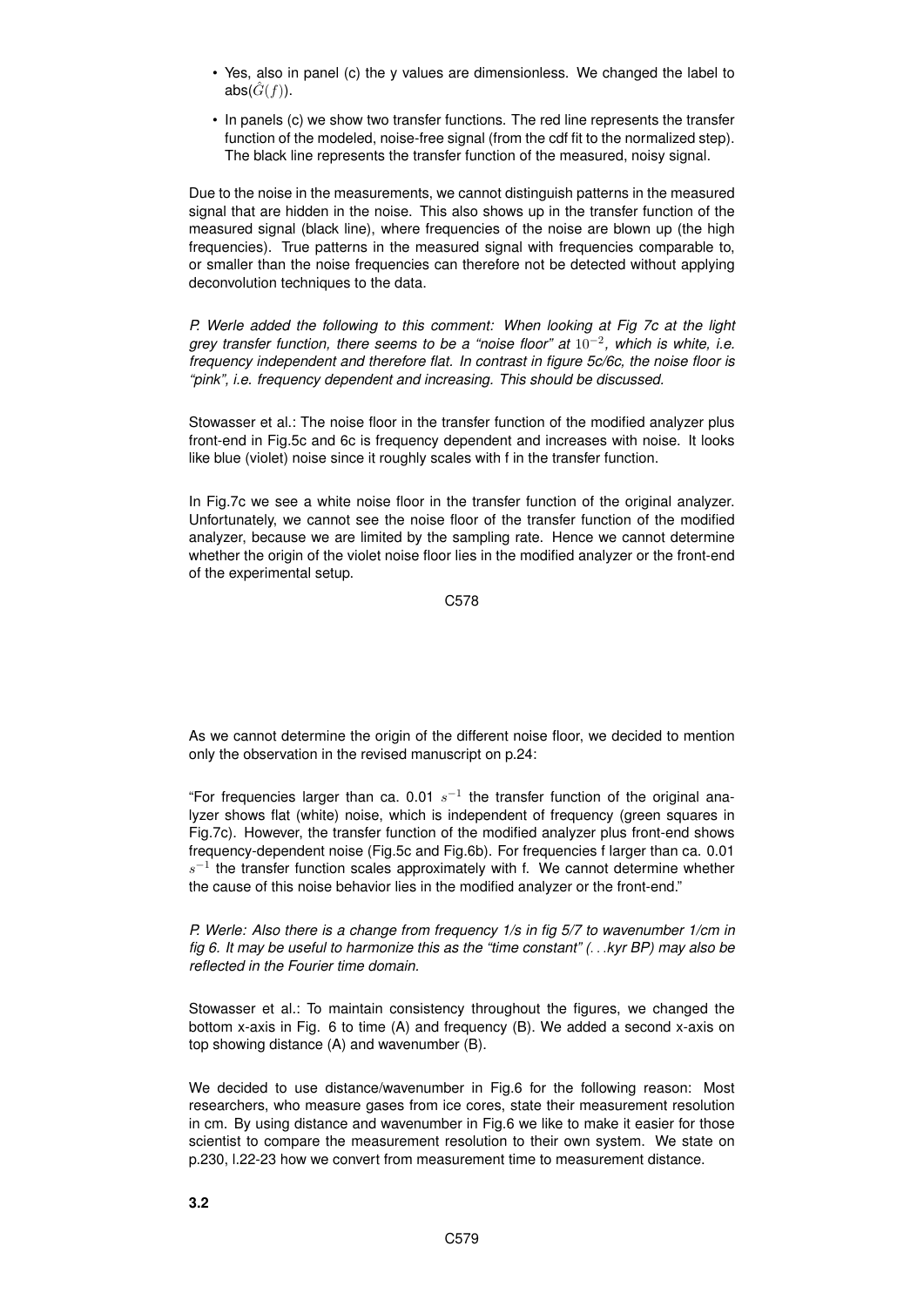- Yes, also in panel (c) the y values are dimensionless. We changed the label to abs($\hat{G}(f)$).
- In panels (c) we show two transfer functions. The red line represents the transfer function of the modeled, noise-free signal (from the cdf fit to the normalized step). The black line represents the transfer function of the measured, noisy signal.

Due to the noise in the measurements, we cannot distinguish patterns in the measured signal that are hidden in the noise. This also shows up in the transfer function of the measured signal (black line), where frequencies of the noise are blown up (the high frequencies). True patterns in the measured signal with frequencies comparable to, or smaller than the noise frequencies can therefore not be detected without applying deconvolution techniques to the data.

*P. Werle added the following to this comment: When looking at Fig 7c at the light grey transfer function, there seems to be a "noise floor" at $10^{-2}$, which is white, i.e. frequency independent and therefore flat. In contrast in figure 5c/6c, the noise floor is "pink", i.e. frequency dependent and increasing. This should be discussed.*

Stowasser et al.: The noise floor in the transfer function of the modified analyzer plus front-end in Fig.5c and 6c is frequency dependent and increases with noise. It looks like blue (violet) noise since it roughly scales with f in the transfer function.

In Fig.7c we see a white noise floor in the transfer function of the original analyzer. Unfortunately, we cannot see the noise floor of the transfer function of the modified analyzer, because we are limited by the sampling rate. Hence we cannot determine whether the origin of the violet noise floor lies in the modified analyzer or the front-end of the experimental setup.

As we cannot determine the origin of the different noise floor, we decided to mention only the observation in the revised manuscript on p.24:

"For frequencies larger than ca. 0.01 $s^{-1}$ the transfer function of the original analyzer shows flat (white) noise, which is independent of frequency (green squares in Fig.7c). However, the transfer function of the modified analyzer plus front-end shows frequency-dependent noise (Fig.5c and Fig.6b). For frequencies f larger than ca. 0.01 $s^{-1}$ the transfer function scales approximately with f. We cannot determine whether the cause of this noise behavior lies in the modified analyzer or the front-end."

*P. Werle: Also there is a change from frequency 1/s in fig 5/7 to wavenumber 1/cm in fig 6. It may be useful to harmonize this as the "time constant" (...kyr BP) may also be reflected in the Fourier time domain.*

Stowasser et al.: To maintain consistency throughout the figures, we changed the bottom x-axis in Fig. 6 to time (A) and frequency (B). We added a second x-axis on top showing distance (A) and wavenumber (B).

We decided to use distance/wavenumber in Fig.6 for the following reason: Most researchers, who measure gases from ice cores, state their measurement resolution in cm. By using distance and wavenumber in Fig.6 we like to make it easier for those scientist to compare the measurement resolution to their own system. We state on p.230, l.22-23 how we convert from measurement time to measurement distance.

**3.2**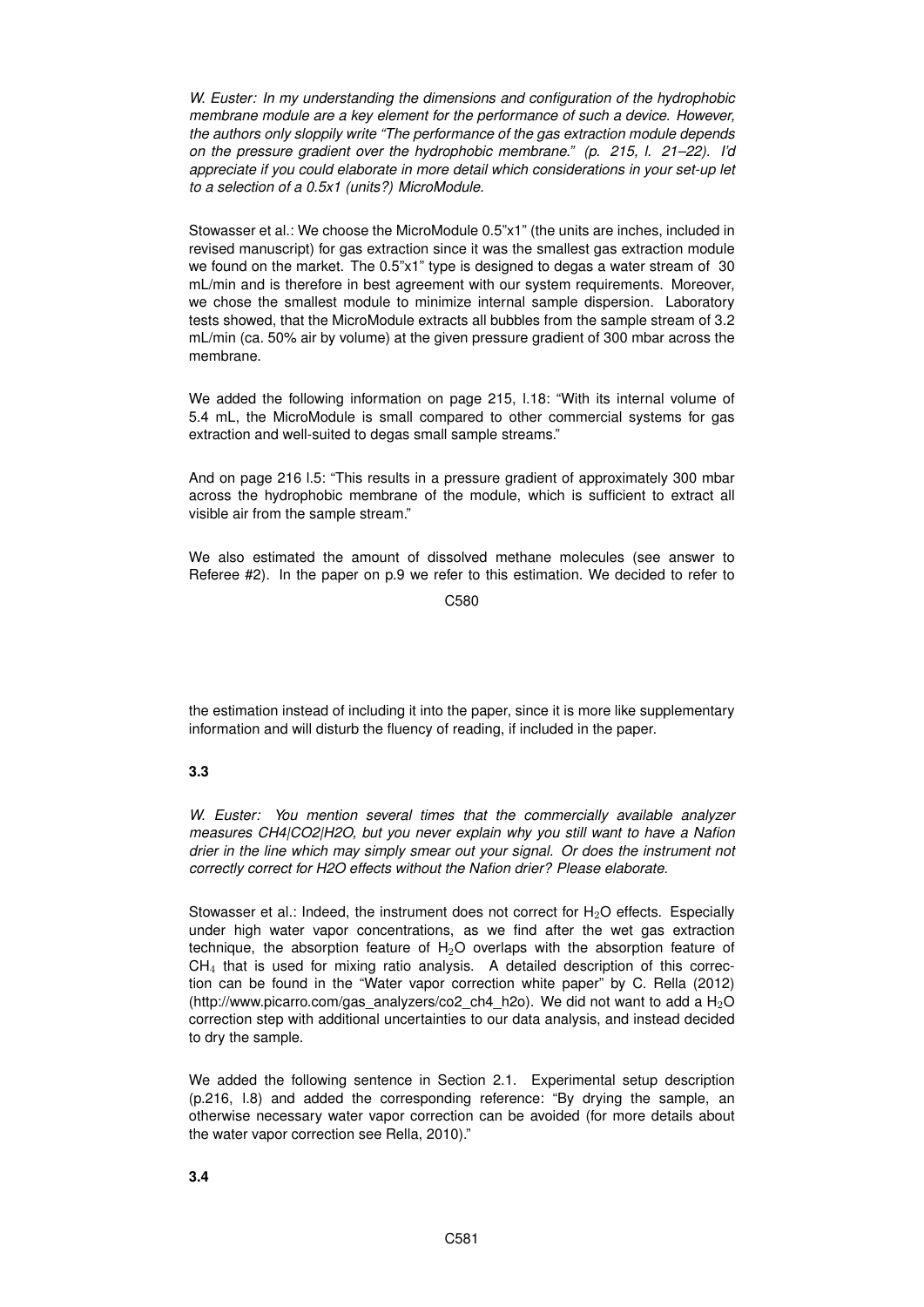*W. Euster: In my understanding the dimensions and configuration of the hydrophobic membrane module are a key element for the performance of such a device. However, the authors only sloppily write "The performance of the gas extraction module depends on the pressure gradient over the hydrophobic membrane." (p. 215, l. 21–22). I'd appreciate if you could elaborate in more detail which considerations in your set-up let to a selection of a 0.5x1 (units?) MicroModule.*

Stowasser et al.: We choose the MicroModule 0.5"x1" (the units are inches, included in revised manuscript) for gas extraction since it was the smallest gas extraction module we found on the market. The 0.5"x1" type is designed to degas a water stream of 30 mL/min and is therefore in best agreement with our system requirements. Moreover, we chose the smallest module to minimize internal sample dispersion. Laboratory tests showed, that the MicroModule extracts all bubbles from the sample stream of 3.2 mL/min (ca. 50% air by volume) at the given pressure gradient of 300 mbar across the membrane.

We added the following information on page 215, l.18: "With its internal volume of 5.4 mL, the MicroModule is small compared to other commercial systems for gas extraction and well-suited to degas small sample streams."

And on page 216 l.5: "This results in a pressure gradient of approximately 300 mbar across the hydrophobic membrane of the module, which is sufficient to extract all visible air from the sample stream."

We also estimated the amount of dissolved methane molecules (see answer to Referee #2). In the paper on p.9 we refer to this estimation. We decided to refer to the estimation instead of including it into the paper, since it is more like supplementary information and will disturb the fluency of reading, if included in the paper.

**3.3**

*W. Euster: You mention several times that the commercially available analyzer measures CH4|CO2|H2O, but you never explain why you still want to have a Nafion drier in the line which may simply smear out your signal. Or does the instrument not correctly correct for H2O effects without the Nafion drier? Please elaborate.*

Stowasser et al.: Indeed, the instrument does not correct for $H_2O$ effects. Especially under high water vapor concentrations, as we find after the wet gas extraction technique, the absorption feature of $H_2O$ overlaps with the absorption feature of $CH_4$ that is used for mixing ratio analysis. A detailed description of this correction can be found in the "Water vapor correction white paper" by C. Rella (2012) (http://www.picarro.com/gas_analyzers/co2_ch4_h2o). We did not want to add a $H_2O$ correction step with additional uncertainties to our data analysis, and instead decided to dry the sample.

We added the following sentence in Section 2.1. Experimental setup description (p.216, l.8) and added the corresponding reference: "By drying the sample, an otherwise necessary water vapor correction can be avoided (for more details about the water vapor correction see Rella, 2010)."

**3.4**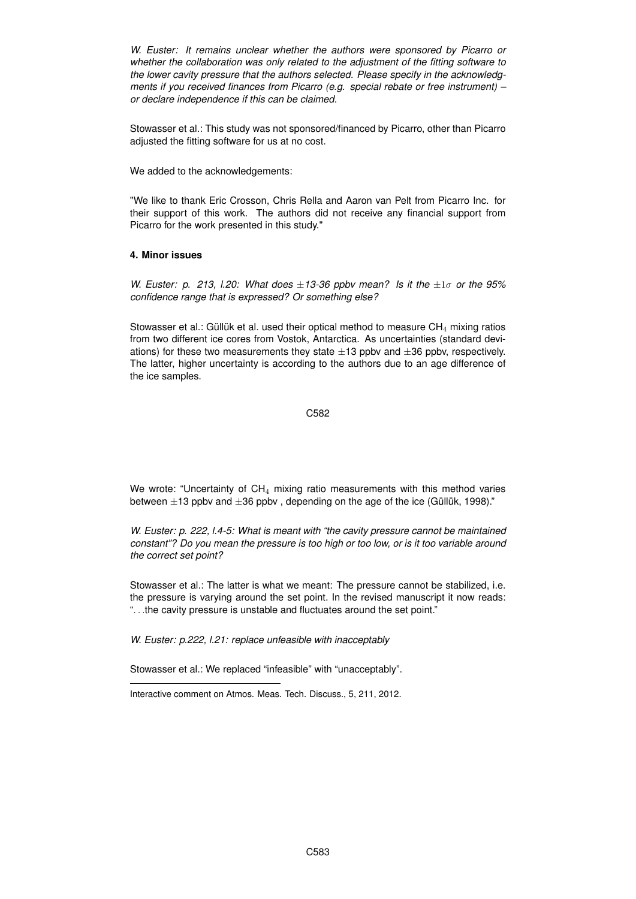*W. Euster: It remains unclear whether the authors were sponsored by Picarro or whether the collaboration was only related to the adjustment of the fitting software to the lower cavity pressure that the authors selected. Please specify in the acknowledgments if you received finances from Picarro (e.g. special rebate or free instrument) – or declare independence if this can be claimed.*

Stowasser et al.: This study was not sponsored/financed by Picarro, other than Picarro adjusted the fitting software for us at no cost.

We added to the acknowledgements:

"We like to thank Eric Crosson, Chris Rella and Aaron van Pelt from Picarro Inc. for their support of this work. The authors did not receive any financial support from Picarro for the work presented in this study."

**4. Minor issues**

*W. Euster: p. 213, l.20: What does $\pm$13-36 ppbv mean? Is it the $\pm 1\sigma$ or the 95% confidence range that is expressed? Or something else?*

Stowasser et al.: Güllük et al. used their optical method to measure $CH_4$ mixing ratios from two different ice cores from Vostok, Antarctica. As uncertainties (standard deviations) for these two measurements they state $\pm$13 ppbv and $\pm$36 ppbv, respectively. The latter, higher uncertainty is according to the authors due to an age difference of the ice samples.

We wrote: "Uncertainty of $CH_4$ mixing ratio measurements with this method varies between $\pm$13 ppbv and $\pm$36 ppbv , depending on the age of the ice (Güllük, 1998)."

*W. Euster: p. 222, l.4-5: What is meant with "the cavity pressure cannot be maintained constant"? Do you mean the pressure is too high or too low, or is it too variable around the correct set point?*

Stowasser et al.: The latter is what we meant: The pressure cannot be stabilized, i.e. the pressure is varying around the set point. In the revised manuscript it now reads: "...the cavity pressure is unstable and fluctuates around the set point."

*W. Euster: p.222, l.21: replace unfeasible with inacceptably*

Stowasser et al.: We replaced "infeasible" with "unacceptably".

Interactive comment on Atmos. Meas. Tech. Discuss., 5, 211, 2012.